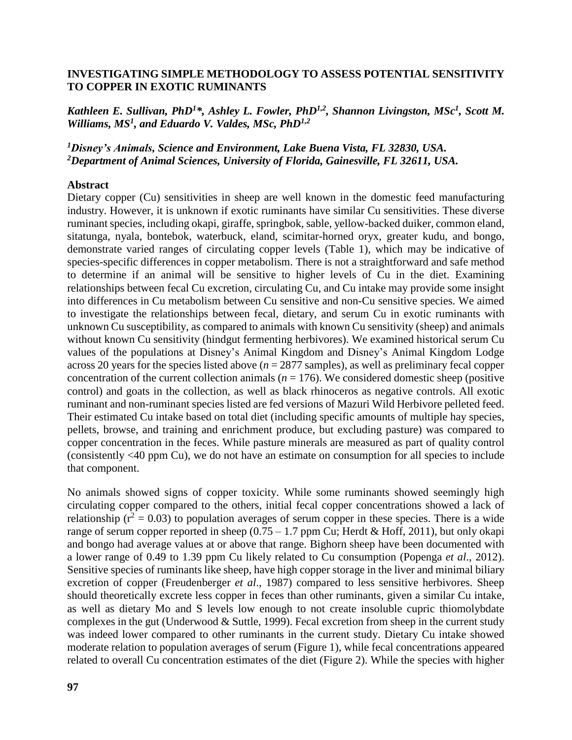# INVESTIGATING SIMPLE METHODOLOGY TO ASSESS POTENTIAL SENSITIVITY TO COPPER IN EXOTIC RUMINANTS

***Kathleen E. Sullivan, PhD[1]\*, Ashley L. Fowler, PhD[1,2], Shannon Livingston, MSc[1], Scott M. Williams, MS[1], and Eduardo V. Valdes, MSc, PhD[1,2]***

***[1]Disney's Animals, Science and Environment, Lake Buena Vista, FL 32830, USA.***
***[2]Department of Animal Sciences, University of Florida, Gainesville, FL 32611, USA.***

## Abstract

Dietary copper (Cu) sensitivities in sheep are well known in the domestic feed manufacturing industry. However, it is unknown if exotic ruminants have similar Cu sensitivities. These diverse ruminant species, including okapi, giraffe, springbok, sable, yellow-backed duiker, common eland, sitatunga, nyala, bontebok, waterbuck, eland, scimitar-horned oryx, greater kudu, and bongo, demonstrate varied ranges of circulating copper levels (Table 1), which may be indicative of species-specific differences in copper metabolism. There is not a straightforward and safe method to determine if an animal will be sensitive to higher levels of Cu in the diet. Examining relationships between fecal Cu excretion, circulating Cu, and Cu intake may provide some insight into differences in Cu metabolism between Cu sensitive and non-Cu sensitive species. We aimed to investigate the relationships between fecal, dietary, and serum Cu in exotic ruminants with unknown Cu susceptibility, as compared to animals with known Cu sensitivity (sheep) and animals without known Cu sensitivity (hindgut fermenting herbivores). We examined historical serum Cu values of the populations at Disney's Animal Kingdom and Disney's Animal Kingdom Lodge across 20 years for the species listed above (*n* = 2877 samples), as well as preliminary fecal copper concentration of the current collection animals (*n* = 176). We considered domestic sheep (positive control) and goats in the collection, as well as black rhinoceros as negative controls. All exotic ruminant and non-ruminant species listed are fed versions of Mazuri Wild Herbivore pelleted feed. Their estimated Cu intake based on total diet (including specific amounts of multiple hay species, pellets, browse, and training and enrichment produce, but excluding pasture) was compared to copper concentration in the feces. While pasture minerals are measured as part of quality control (consistently <40 ppm Cu), we do not have an estimate on consumption for all species to include that component.

No animals showed signs of copper toxicity. While some ruminants showed seemingly high circulating copper compared to the others, initial fecal copper concentrations showed a lack of relationship ($r^2 = 0.03$) to population averages of serum copper in these species. There is a wide range of serum copper reported in sheep (0.75 – 1.7 ppm Cu; Herdt & Hoff, 2011), but only okapi and bongo had average values at or above that range. Bighorn sheep have been documented with a lower range of 0.49 to 1.39 ppm Cu likely related to Cu consumption (Popenga *et al*., 2012). Sensitive species of ruminants like sheep, have high copper storage in the liver and minimal biliary excretion of copper (Freudenberger *et al*., 1987) compared to less sensitive herbivores. Sheep should theoretically excrete less copper in feces than other ruminants, given a similar Cu intake, as well as dietary Mo and S levels low enough to not create insoluble cupric thiomolybdate complexes in the gut (Underwood & Suttle, 1999). Fecal excretion from sheep in the current study was indeed lower compared to other ruminants in the current study. Dietary Cu intake showed moderate relation to population averages of serum (Figure 1), while fecal concentrations appeared related to overall Cu concentration estimates of the diet (Figure 2). While the species with higher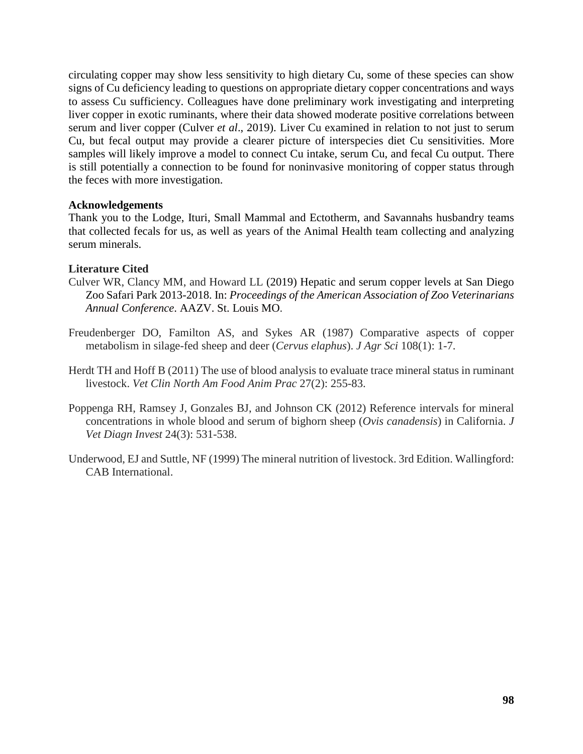circulating copper may show less sensitivity to high dietary Cu, some of these species can show signs of Cu deficiency leading to questions on appropriate dietary copper concentrations and ways to assess Cu sufficiency. Colleagues have done preliminary work investigating and interpreting liver copper in exotic ruminants, where their data showed moderate positive correlations between serum and liver copper (Culver *et al*., 2019). Liver Cu examined in relation to not just to serum Cu, but fecal output may provide a clearer picture of interspecies diet Cu sensitivities. More samples will likely improve a model to connect Cu intake, serum Cu, and fecal Cu output. There is still potentially a connection to be found for noninvasive monitoring of copper status through the feces with more investigation.

**Acknowledgements**

Thank you to the Lodge, Ituri, Small Mammal and Ectotherm, and Savannahs husbandry teams that collected fecals for us, as well as years of the Animal Health team collecting and analyzing serum minerals.

**Literature Cited**

Culver WR, Clancy MM, and Howard LL (2019) Hepatic and serum copper levels at San Diego Zoo Safari Park 2013-2018. In: *Proceedings of the American Association of Zoo Veterinarians Annual Conference*. AAZV. St. Louis MO.

Freudenberger DO, Familton AS, and Sykes AR (1987) Comparative aspects of copper metabolism in silage-fed sheep and deer (*Cervus elaphus*). *J Agr Sci* 108(1): 1-7.

Herdt TH and Hoff B (2011) The use of blood analysis to evaluate trace mineral status in ruminant livestock. *Vet Clin North Am Food Anim Prac* 27(2): 255-83.

Poppenga RH, Ramsey J, Gonzales BJ, and Johnson CK (2012) Reference intervals for mineral concentrations in whole blood and serum of bighorn sheep (*Ovis canadensis*) in California. *J Vet Diagn Invest* 24(3): 531-538.

Underwood, EJ and Suttle, NF (1999) The mineral nutrition of livestock. 3rd Edition. Wallingford: CAB International.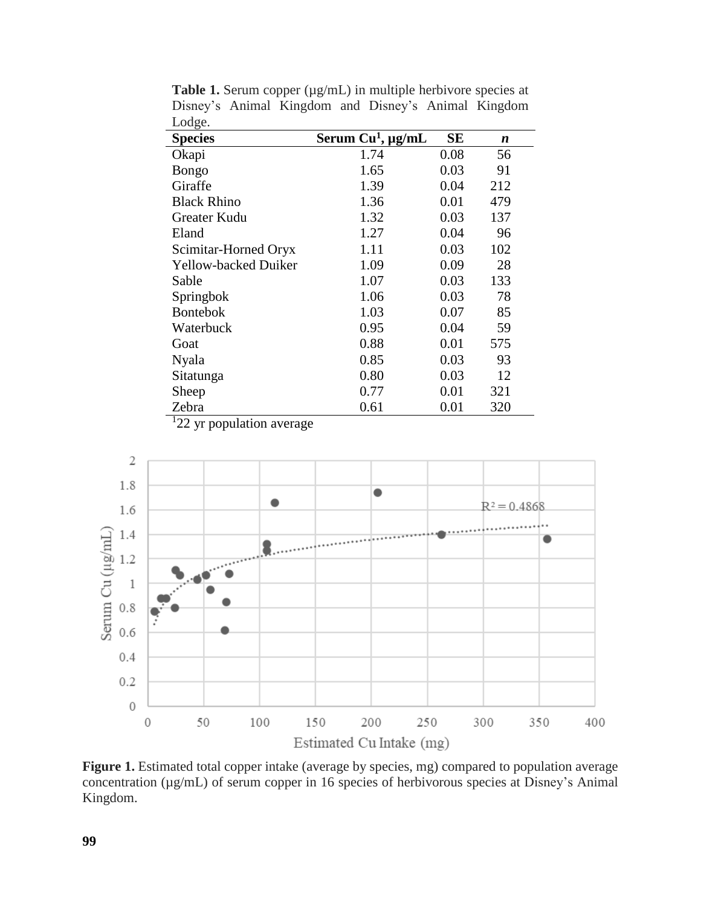**Table 1.** Serum copper (µg/mL) in multiple herbivore species at Disney's Animal Kingdom and Disney's Animal Kingdom Lodge.

| Species | Serum Cu[1], µg/mL | SE | *n* |
|---|---|---|---|
| Okapi | 1.74 | 0.08 | 56 |
| Bongo | 1.65 | 0.03 | 91 |
| Giraffe | 1.39 | 0.04 | 212 |
| Black Rhino | 1.36 | 0.01 | 479 |
| Greater Kudu | 1.32 | 0.03 | 137 |
| Eland | 1.27 | 0.04 | 96 |
| Scimitar-Horned Oryx | 1.11 | 0.03 | 102 |
| Yellow-backed Duiker | 1.09 | 0.09 | 28 |
| Sable | 1.07 | 0.03 | 133 |
| Springbok | 1.06 | 0.03 | 78 |
| Bontebok | 1.03 | 0.07 | 85 |
| Waterbuck | 0.95 | 0.04 | 59 |
| Goat | 0.88 | 0.01 | 575 |
| Nyala | 0.85 | 0.03 | 93 |
| Sitatunga | 0.80 | 0.03 | 12 |
| Sheep | 0.77 | 0.01 | 321 |
| Zebra | 0.61 | 0.01 | 320 |

[1]22 yr population average

**Figure 1.** Estimated total copper intake (average by species, mg) compared to population average concentration (µg/mL) of serum copper in 16 species of herbivorous species at Disney's Animal Kingdom.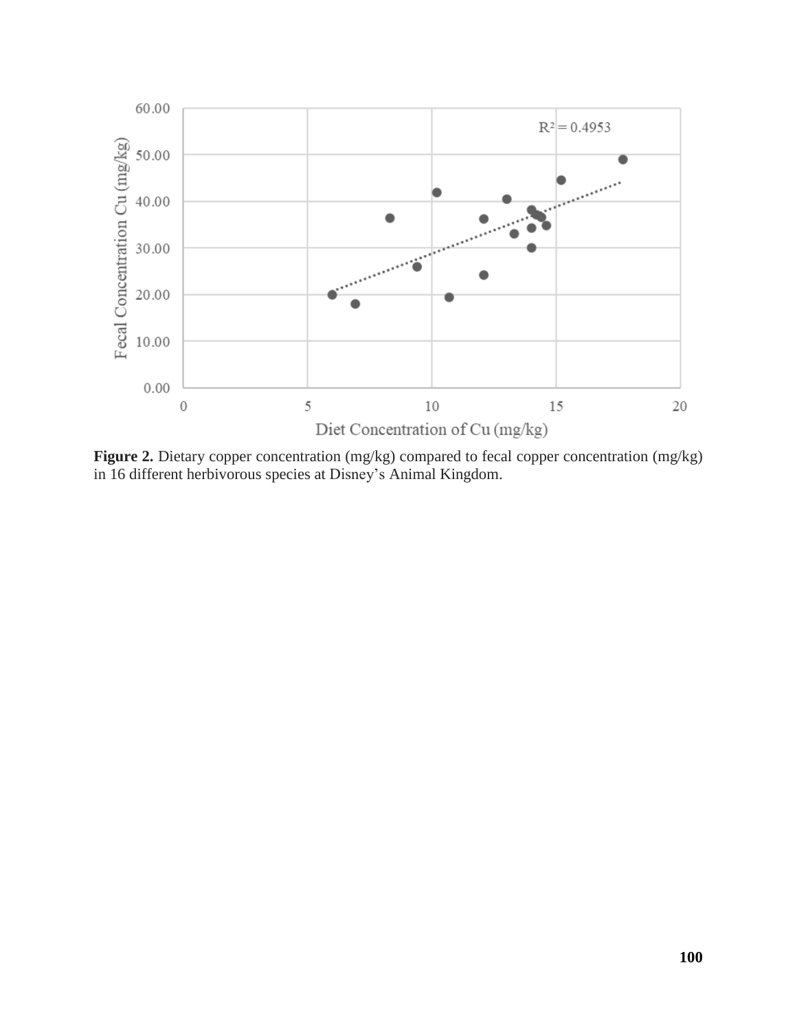60.00
50.00
40.00
30.00
20.00
10.00
0.00

0
5
10
15
20

$R^2 = 0.4953$

Fecal Concentration Cu (mg/kg)

Diet Concentration of Cu (mg/kg)

**Figure 2.** Dietary copper concentration (mg/kg) compared to fecal copper concentration (mg/kg) in 16 different herbivorous species at Disney's Animal Kingdom.